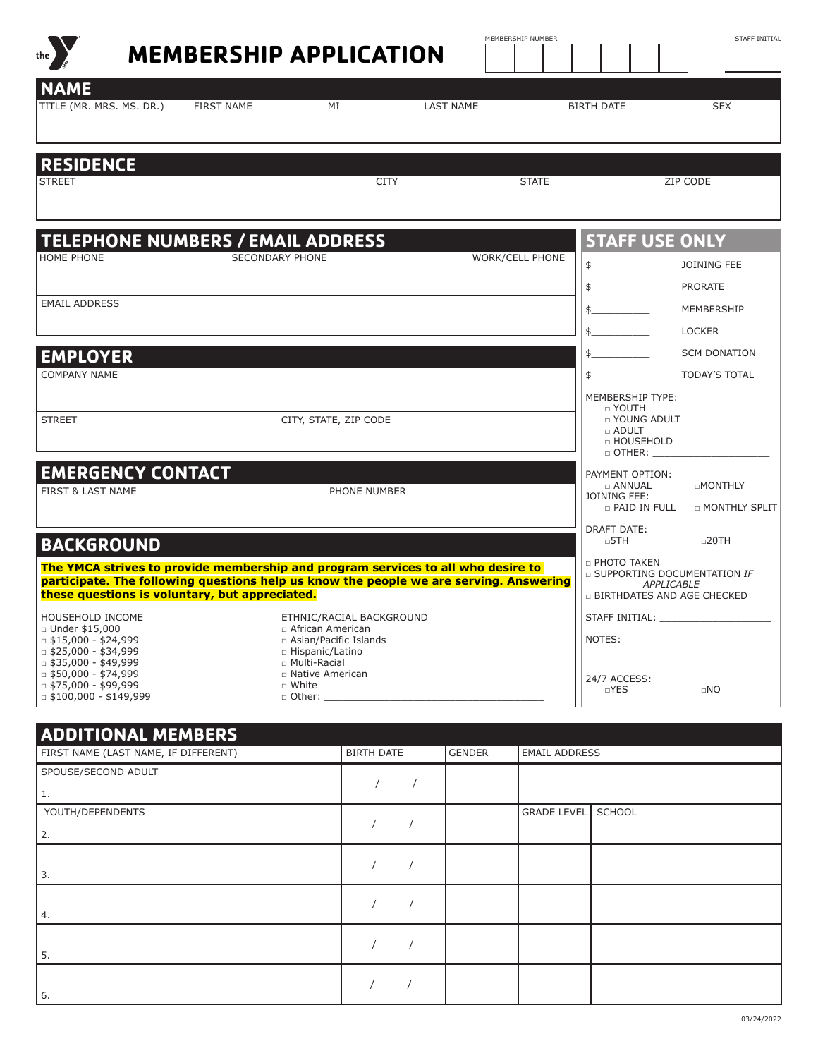# MEMBERSHIP APPLICATION

MEMBERSHIP NUMBER

STAFF INITIAL

## NAME

| TITLE (MR. MRS. MS. DR.) | FIRST NAME | MI | LAST NAME | BIRTH DATE | SEX |
|---|---|---|---|---|---|
| | | | | | |

## RESIDENCE

| STREET | CITY | STATE | ZIP CODE |
|---|---|---|---|
| | | | |

## TELEPHONE NUMBERS / EMAIL ADDRESS

| HOME PHONE | SECONDARY PHONE | WORK/CELL PHONE |
|---|---|---|
| | | |

EMAIL ADDRESS

## EMPLOYER

COMPANY NAME

| STREET | CITY, STATE, ZIP CODE |
|---|---|
| | |

## EMERGENCY CONTACT

| FIRST & LAST NAME | PHONE NUMBER |
|---|---|
| | |

## BACKGROUND

**The YMCA strives to provide membership and program services to all who desire to participate. The following questions help us know the people we are serving. Answering these questions is voluntary, but appreciated.**

HOUSEHOLD INCOME
- □ Under $15,000
- □ $15,000 - $24,999
- □ $25,000 - $34,999
- □ $35,000 - $49,999
- □ $50,000 - $74,999
- □ $75,000 - $99,999
- □ $100,000 - $149,999

ETHNIC/RACIAL BACKGROUND
- □ African American
- □ Asian/Pacific Islands
- □ Hispanic/Latino
- □ Multi-Racial
- □ Native American
- □ White
- □ Other: ____________________

## STAFF USE ONLY

$__________ JOINING FEE

$__________ PRORATE

$__________ MEMBERSHIP

$__________ LOCKER

$__________ SCM DONATION

$__________ TODAY'S TOTAL

MEMBERSHIP TYPE:
- □ YOUTH
- □ YOUNG ADULT
- □ ADULT
- □ HOUSEHOLD
- □ OTHER: ____________________

PAYMENT OPTION:
□ ANNUAL □MONTHLY

JOINING FEE:
□ PAID IN FULL □ MONTHLY SPLIT

DRAFT DATE:
□5TH □20TH

- □ PHOTO TAKEN
- □ SUPPORTING DOCUMENTATION *IF APPLICABLE*
- □ BIRTHDATES AND AGE CHECKED

STAFF INITIAL: ____________________

NOTES:

24/7 ACCESS:
□YES □NO

## ADDITIONAL MEMBERS

| FIRST NAME (LAST NAME, IF DIFFERENT) | BIRTH DATE | GENDER | EMAIL ADDRESS | |
|---|---|---|---|---|
| SPOUSE/SECOND ADULT<br>1. | / / | | | |
| YOUTH/DEPENDENTS<br>2. | / / | | GRADE LEVEL | SCHOOL |
| 3. | / / | | | |
| 4. | / / | | | |
| 5. | / / | | | |
| 6. | / / | | | |

03/24/2022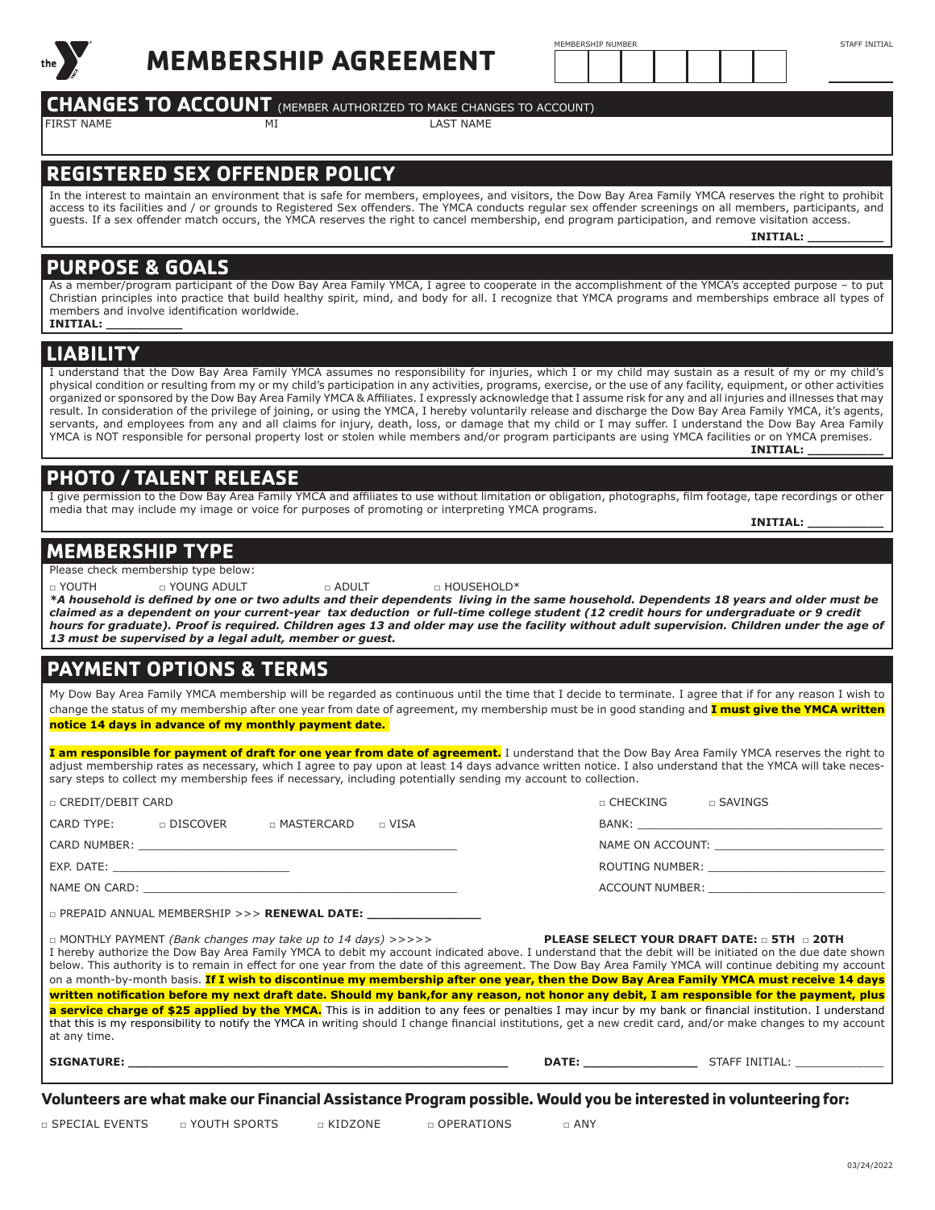# MEMBERSHIP AGREEMENT

MEMBERSHIP NUMBER

STAFF INITIAL

## CHANGES TO ACCOUNT (MEMBER AUTHORIZED TO MAKE CHANGES TO ACCOUNT)

FIRST NAME MI LAST NAME

## REGISTERED SEX OFFENDER POLICY

In the interest to maintain an environment that is safe for members, employees, and visitors, the Dow Bay Area Family YMCA reserves the right to prohibit access to its facilities and / or grounds to Registered Sex offenders. The YMCA conducts regular sex offender screenings on all members, participants, and guests. If a sex offender match occurs, the YMCA reserves the right to cancel membership, end program participation, and remove visitation access.

**INITIAL: __________**

## PURPOSE & GOALS

As a member/program participant of the Dow Bay Area Family YMCA, I agree to cooperate in the accomplishment of the YMCA's accepted purpose – to put Christian principles into practice that build healthy spirit, mind, and body for all. I recognize that YMCA programs and memberships embrace all types of members and involve identification worldwide.

**INITIAL: __________**

## LIABILITY

I understand that the Dow Bay Area Family YMCA assumes no responsibility for injuries, which I or my child may sustain as a result of my or my child's physical condition or resulting from my or my child's participation in any activities, programs, exercise, or the use of any facility, equipment, or other activities organized or sponsored by the Dow Bay Area Family YMCA & Affiliates. I expressly acknowledge that I assume risk for any and all injuries and illnesses that may result. In consideration of the privilege of joining, or using the YMCA, I hereby voluntarily release and discharge the Dow Bay Area Family YMCA, it's agents, servants, and employees from any and all claims for injury, death, loss, or damage that my child or I may suffer. I understand the Dow Bay Area Family YMCA is NOT responsible for personal property lost or stolen while members and/or program participants are using YMCA facilities or on YMCA premises.

**INITIAL: __________**

## PHOTO / TALENT RELEASE

I give permission to the Dow Bay Area Family YMCA and affiliates to use without limitation or obligation, photographs, film footage, tape recordings or other media that may include my image or voice for purposes of promoting or interpreting YMCA programs.

**INITIAL: __________**

## MEMBERSHIP TYPE

Please check membership type below:

□ YOUTH □ YOUNG ADULT □ ADULT □ HOUSEHOLD*

***A household is defined by one or two adults and their dependents living in the same household. Dependents 18 years and older must be claimed as a dependent on your current-year tax deduction or full-time college student (12 credit hours for undergraduate or 9 credit hours for graduate). Proof is required. Children ages 13 and older may use the facility without adult supervision. Children under the age of 13 must be supervised by a legal adult, member or guest.***

## PAYMENT OPTIONS & TERMS

My Dow Bay Area Family YMCA membership will be regarded as continuous until the time that I decide to terminate. I agree that if for any reason I wish to change the status of my membership after one year from date of agreement, my membership must be in good standing and **I must give the YMCA written notice 14 days in advance of my monthly payment date.**

**I am responsible for payment of draft for one year from date of agreement.** I understand that the Dow Bay Area Family YMCA reserves the right to adjust membership rates as necessary, which I agree to pay upon at least 14 days advance written notice. I also understand that the YMCA will take necessary steps to collect my membership fees if necessary, including potentially sending my account to collection.

□ CREDIT/DEBIT CARD

CARD TYPE: □ DISCOVER □ MASTERCARD □ VISA

CARD NUMBER: ______________________________

EXP. DATE: ______________________________

NAME ON CARD: ______________________________

□ CHECKING □ SAVINGS

BANK: ______________________________

NAME ON ACCOUNT: ______________________________

ROUTING NUMBER: ______________________________

ACCOUNT NUMBER: ______________________________

□ PREPAID ANNUAL MEMBERSHIP >>> **RENEWAL DATE: ______________**

□ MONTHLY PAYMENT *(Bank changes may take up to 14 days)* >>>>> **PLEASE SELECT YOUR DRAFT DATE: □ 5TH □ 20TH**

I hereby authorize the Dow Bay Area Family YMCA to debit my account indicated above. I understand that the debit will be initiated on the due date shown below. This authority is to remain in effect for one year from the date of this agreement. The Dow Bay Area Family YMCA will continue debiting my account on a month-by-month basis. **If I wish to discontinue my membership after one year, then the Dow Bay Area Family YMCA must receive 14 days written notification before my next draft date. Should my bank,for any reason, not honor any debit, I am responsible for the payment, plus a service charge of $25 applied by the YMCA.** This is in addition to any fees or penalties I may incur by my bank or financial institution. I understand that this is my responsibility to notify the YMCA in writing should I change financial institutions, get a new credit card, and/or make changes to my account at any time.

**SIGNATURE: ______________________________** **DATE: ______________** STAFF INITIAL: ______________

**Volunteers are what make our Financial Assistance Program possible. Would you be interested in volunteering for:**

□ SPECIAL EVENTS □ YOUTH SPORTS □ KIDZONE □ OPERATIONS □ ANY

03/24/2022